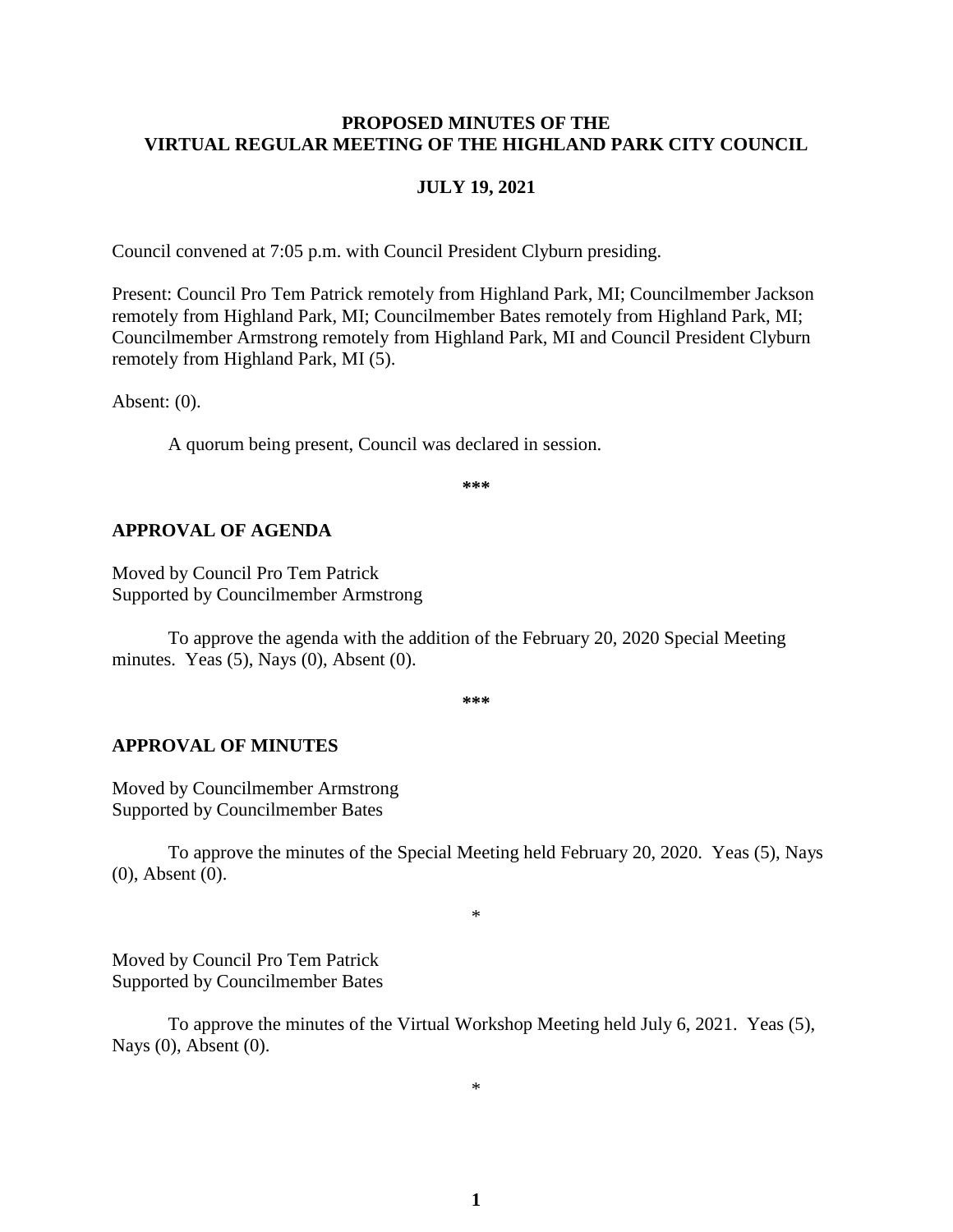# PROPOSED MINUTES OF THE VIRTUAL REGULAR MEETING OF THE HIGHLAND PARK CITY COUNCIL

## JULY 19, 2021

Council convened at 7:05 p.m. with Council President Clyburn presiding.

Present: Council Pro Tem Patrick remotely from Highland Park, MI; Councilmember Jackson remotely from Highland Park, MI; Councilmember Bates remotely from Highland Park, MI; Councilmember Armstrong remotely from Highland Park, MI and Council President Clyburn remotely from Highland Park, MI (5).

Absent: (0).

A quorum being present, Council was declared in session.

***

## APPROVAL OF AGENDA

Moved by Council Pro Tem Patrick
Supported by Councilmember Armstrong

To approve the agenda with the addition of the February 20, 2020 Special Meeting minutes. Yeas (5), Nays (0), Absent (0).

***

## APPROVAL OF MINUTES

Moved by Councilmember Armstrong
Supported by Councilmember Bates

To approve the minutes of the Special Meeting held February 20, 2020. Yeas (5), Nays (0), Absent (0).

*

Moved by Council Pro Tem Patrick
Supported by Councilmember Bates

To approve the minutes of the Virtual Workshop Meeting held July 6, 2021. Yeas (5), Nays (0), Absent (0).

*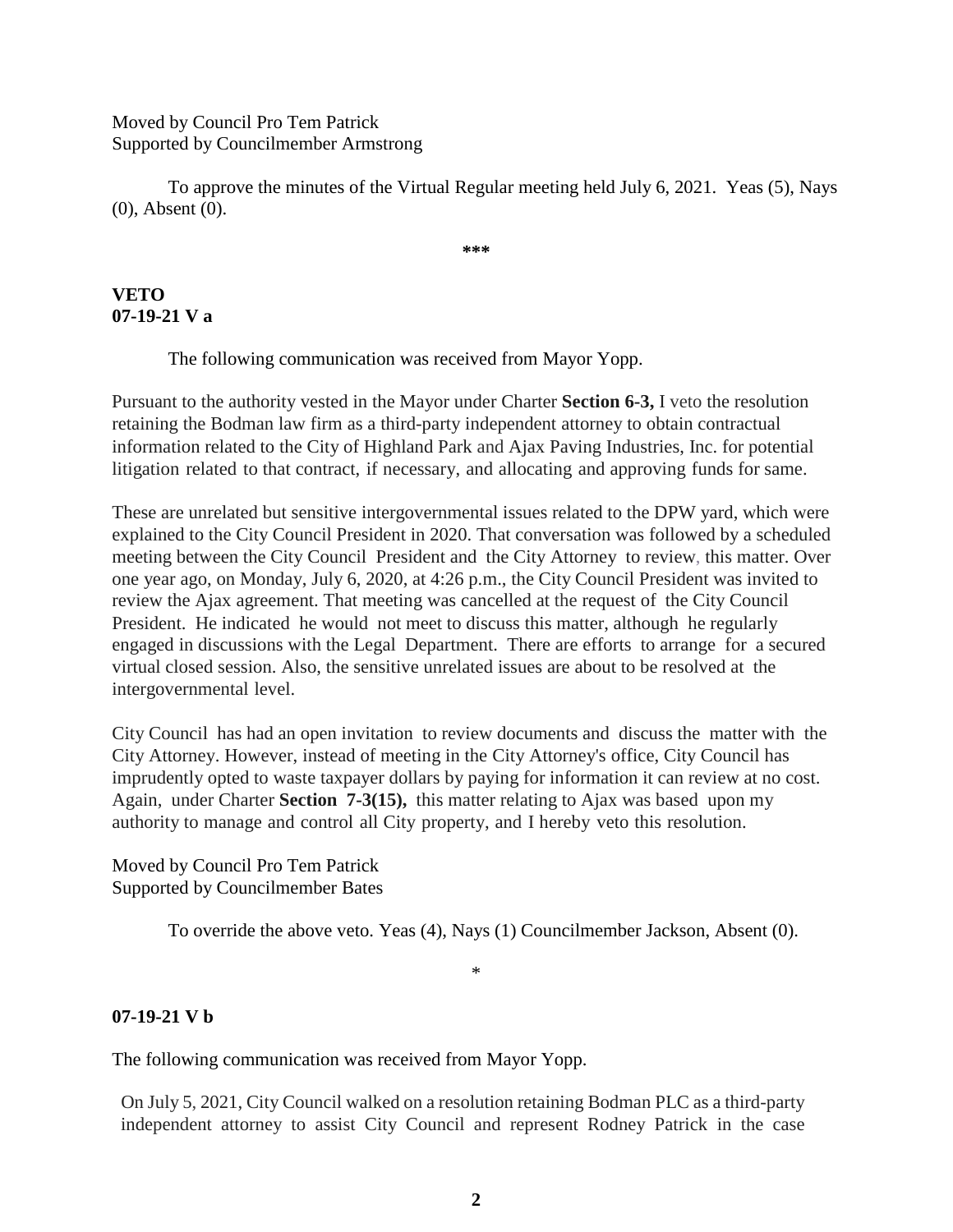Moved by Council Pro Tem Patrick
Supported by Councilmember Armstrong

To approve the minutes of the Virtual Regular meeting held July 6, 2021. Yeas (5), Nays (0), Absent (0).

***

**VETO**
**07-19-21 V a**

The following communication was received from Mayor Yopp.

Pursuant to the authority vested in the Mayor under Charter **Section 6-3,** I veto the resolution retaining the Bodman law firm as a third-party independent attorney to obtain contractual information related to the City of Highland Park and Ajax Paving Industries, Inc. for potential litigation related to that contract, if necessary, and allocating and approving funds for same.

These are unrelated but sensitive intergovernmental issues related to the DPW yard, which were explained to the City Council President in 2020. That conversation was followed by a scheduled meeting between the City Council President and the City Attorney to review, this matter. Over one year ago, on Monday, July 6, 2020, at 4:26 p.m., the City Council President was invited to review the Ajax agreement. That meeting was cancelled at the request of the City Council President. He indicated he would not meet to discuss this matter, although he regularly engaged in discussions with the Legal Department. There are efforts to arrange for a secured virtual closed session. Also, the sensitive unrelated issues are about to be resolved at the intergovernmental level.

City Council has had an open invitation to review documents and discuss the matter with the City Attorney. However, instead of meeting in the City Attorney's office, City Council has imprudently opted to waste taxpayer dollars by paying for information it can review at no cost. Again, under Charter **Section 7-3(15),** this matter relating to Ajax was based upon my authority to manage and control all City property, and I hereby veto this resolution.

Moved by Council Pro Tem Patrick
Supported by Councilmember Bates

To override the above veto. Yeas (4), Nays (1) Councilmember Jackson, Absent (0).

*

**07-19-21 V b**

The following communication was received from Mayor Yopp.

On July 5, 2021, City Council walked on a resolution retaining Bodman PLC as a third-party independent attorney to assist City Council and represent Rodney Patrick in the case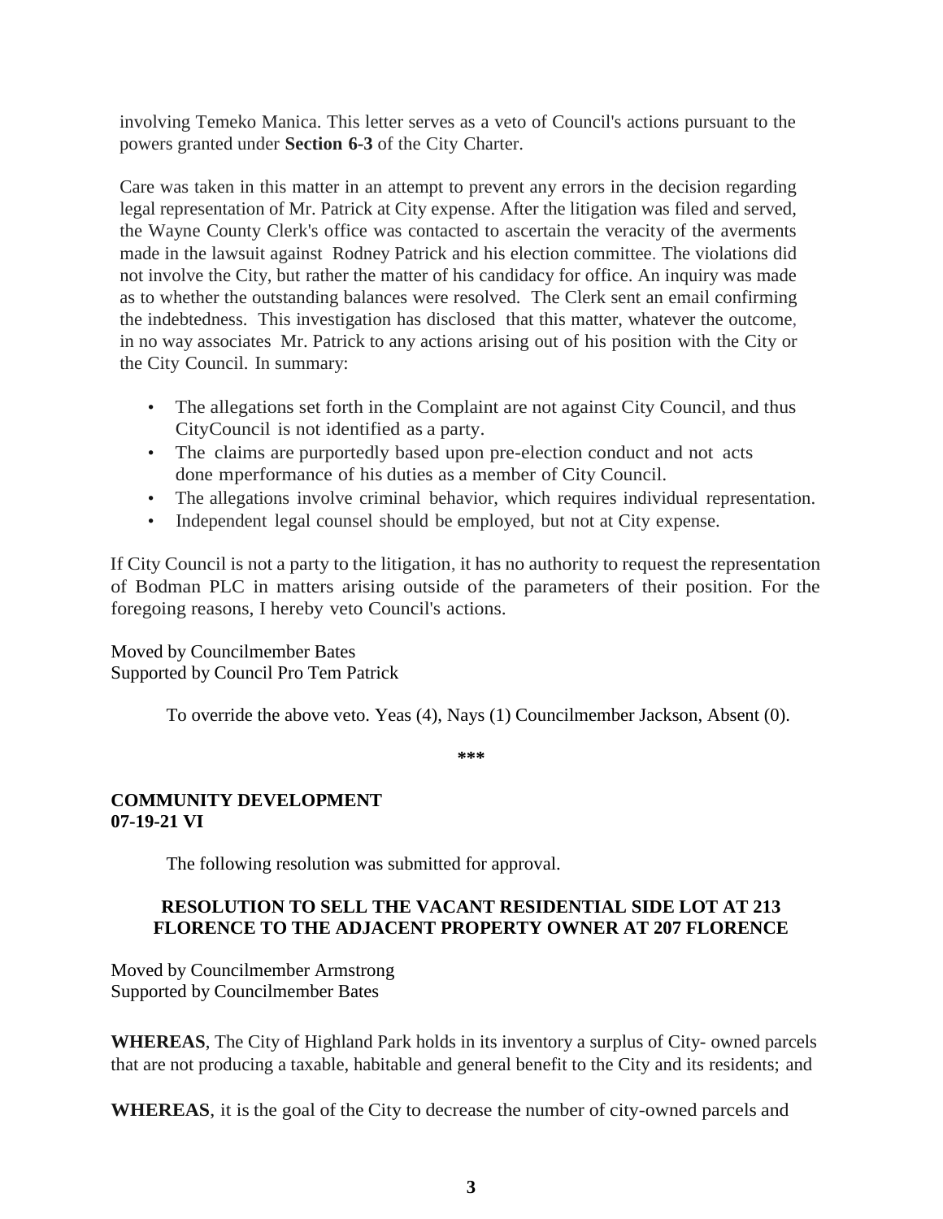involving Temeko Manica. This letter serves as a veto of Council's actions pursuant to the powers granted under **Section 6-3** of the City Charter.

Care was taken in this matter in an attempt to prevent any errors in the decision regarding legal representation of Mr. Patrick at City expense. After the litigation was filed and served, the Wayne County Clerk's office was contacted to ascertain the veracity of the averments made in the lawsuit against Rodney Patrick and his election committee. The violations did not involve the City, but rather the matter of his candidacy for office. An inquiry was made as to whether the outstanding balances were resolved. The Clerk sent an email confirming the indebtedness. This investigation has disclosed that this matter, whatever the outcome, in no way associates Mr. Patrick to any actions arising out of his position with the City or the City Council. In summary:

- The allegations set forth in the Complaint are not against City Council, and thus CityCouncil is not identified as a party.
- The claims are purportedly based upon pre-election conduct and not acts done mperformance of his duties as a member of City Council.
- The allegations involve criminal behavior, which requires individual representation.
- Independent legal counsel should be employed, but not at City expense.

If City Council is not a party to the litigation, it has no authority to request the representation of Bodman PLC in matters arising outside of the parameters of their position. For the foregoing reasons, I hereby veto Council's actions.

Moved by Councilmember Bates
Supported by Council Pro Tem Patrick

To override the above veto. Yeas (4), Nays (1) Councilmember Jackson, Absent (0).

***

**COMMUNITY DEVELOPMENT**
**07-19-21 VI**

The following resolution was submitted for approval.

**RESOLUTION TO SELL THE VACANT RESIDENTIAL SIDE LOT AT 213 FLORENCE TO THE ADJACENT PROPERTY OWNER AT 207 FLORENCE**

Moved by Councilmember Armstrong
Supported by Councilmember Bates

**WHEREAS**, The City of Highland Park holds in its inventory a surplus of City- owned parcels that are not producing a taxable, habitable and general benefit to the City and its residents; and

**WHEREAS**, it is the goal of the City to decrease the number of city-owned parcels and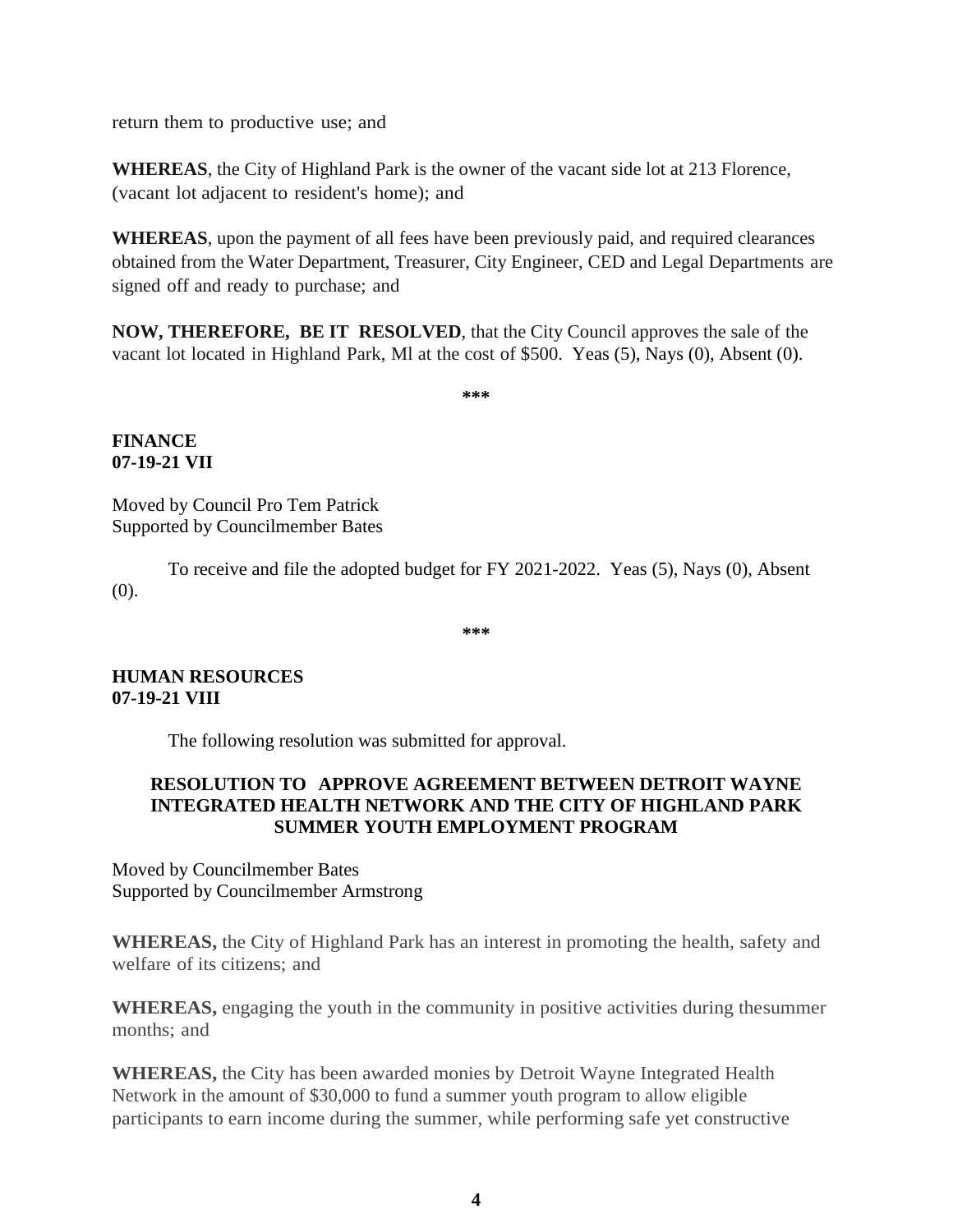return them to productive use; and

**WHEREAS**, the City of Highland Park is the owner of the vacant side lot at 213 Florence, (vacant lot adjacent to resident's home); and

**WHEREAS**, upon the payment of all fees have been previously paid, and required clearances obtained from the Water Department, Treasurer, City Engineer, CED and Legal Departments are signed off and ready to purchase; and

**NOW, THEREFORE, BE IT RESOLVED**, that the City Council approves the sale of the vacant lot located in Highland Park, Ml at the cost of $500. Yeas (5), Nays (0), Absent (0).

***

**FINANCE**
**07-19-21 VII**

Moved by Council Pro Tem Patrick
Supported by Councilmember Bates

To receive and file the adopted budget for FY 2021-2022. Yeas (5), Nays (0), Absent (0).

***

**HUMAN RESOURCES**
**07-19-21 VIII**

The following resolution was submitted for approval.

**RESOLUTION TO APPROVE AGREEMENT BETWEEN DETROIT WAYNE INTEGRATED HEALTH NETWORK AND THE CITY OF HIGHLAND PARK SUMMER YOUTH EMPLOYMENT PROGRAM**

Moved by Councilmember Bates
Supported by Councilmember Armstrong

**WHEREAS,** the City of Highland Park has an interest in promoting the health, safety and welfare of its citizens; and

**WHEREAS,** engaging the youth in the community in positive activities during thesummer months; and

**WHEREAS,** the City has been awarded monies by Detroit Wayne Integrated Health Network in the amount of $30,000 to fund a summer youth program to allow eligible participants to earn income during the summer, while performing safe yet constructive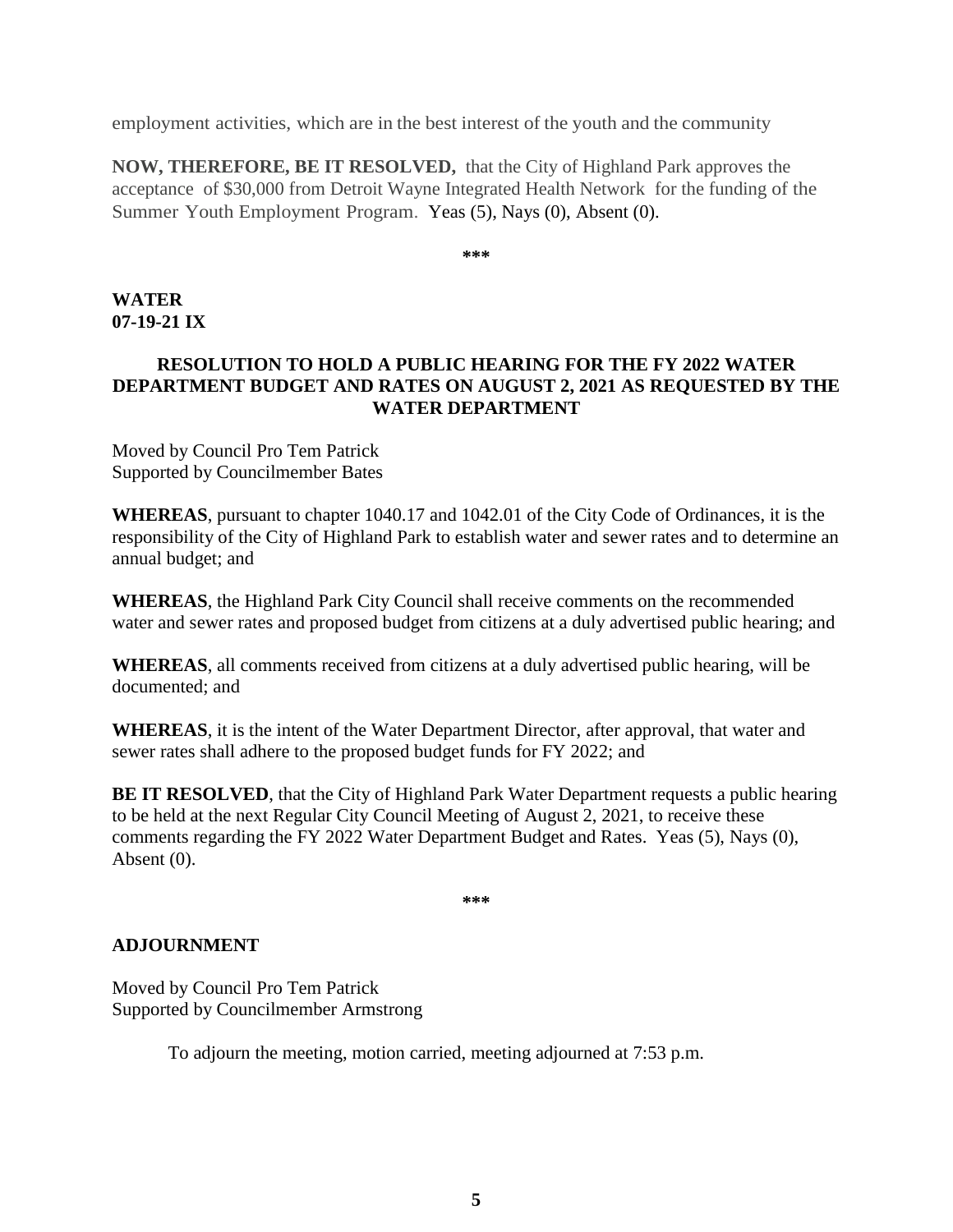employment activities, which are in the best interest of the youth and the community

**NOW, THEREFORE, BE IT RESOLVED,** that the City of Highland Park approves the acceptance of $30,000 from Detroit Wayne Integrated Health Network for the funding of the Summer Youth Employment Program. Yeas (5), Nays (0), Absent (0).

***

**WATER**
**07-19-21 IX**

### RESOLUTION TO HOLD A PUBLIC HEARING FOR THE FY 2022 WATER DEPARTMENT BUDGET AND RATES ON AUGUST 2, 2021 AS REQUESTED BY THE WATER DEPARTMENT

Moved by Council Pro Tem Patrick
Supported by Councilmember Bates

**WHEREAS**, pursuant to chapter 1040.17 and 1042.01 of the City Code of Ordinances, it is the responsibility of the City of Highland Park to establish water and sewer rates and to determine an annual budget; and

**WHEREAS**, the Highland Park City Council shall receive comments on the recommended water and sewer rates and proposed budget from citizens at a duly advertised public hearing; and

**WHEREAS**, all comments received from citizens at a duly advertised public hearing, will be documented; and

**WHEREAS**, it is the intent of the Water Department Director, after approval, that water and sewer rates shall adhere to the proposed budget funds for FY 2022; and

**BE IT RESOLVED**, that the City of Highland Park Water Department requests a public hearing to be held at the next Regular City Council Meeting of August 2, 2021, to receive these comments regarding the FY 2022 Water Department Budget and Rates. Yeas (5), Nays (0), Absent (0).

***

**ADJOURNMENT**

Moved by Council Pro Tem Patrick
Supported by Councilmember Armstrong

To adjourn the meeting, motion carried, meeting adjourned at 7:53 p.m.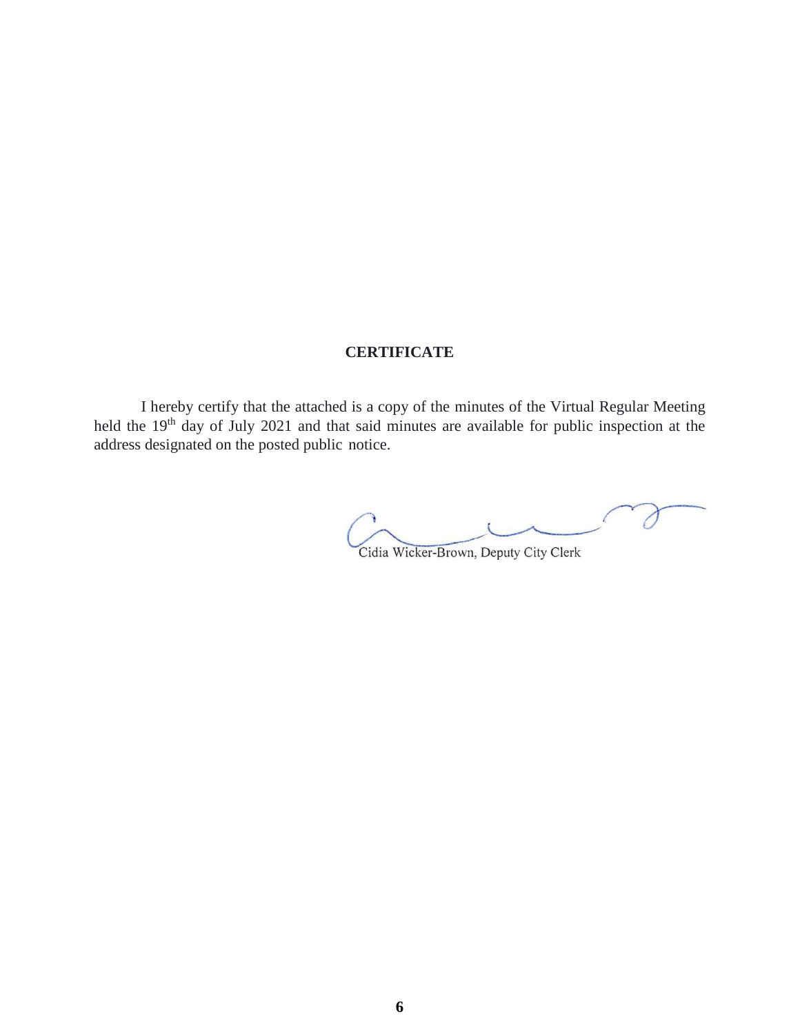**CERTIFICATE**

I hereby certify that the attached is a copy of the minutes of the Virtual Regular Meeting held the 19th day of July 2021 and that said minutes are available for public inspection at the address designated on the posted public notice.

Cidia Wicker-Brown, Deputy City Clerk